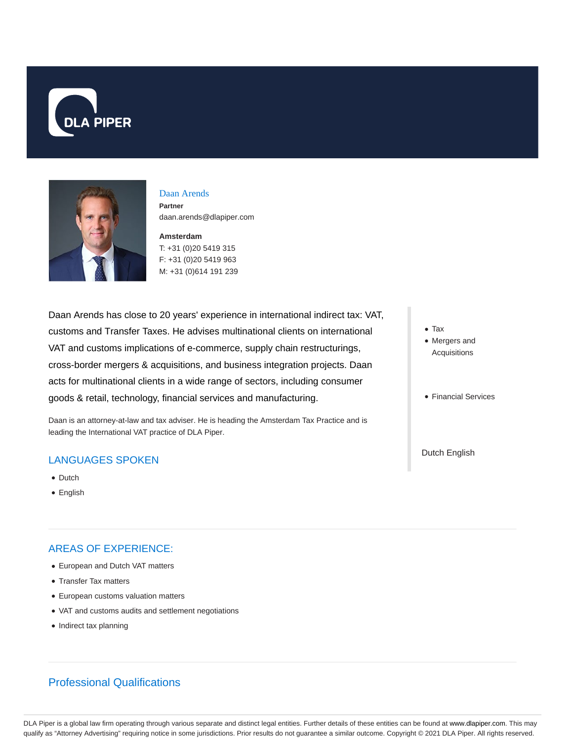DLA PIPER

Daan Arends

**Partner**

daan.arends@dlapiper.com

**Amsterdam**

T: +31 (0)20 5419 315

F: +31 (0)20 5419 963

M: +31 (0)614 191 239

Daan Arends has close to 20 years' experience in international indirect tax: VAT, customs and Transfer Taxes. He advises multinational clients on international VAT and customs implications of e-commerce, supply chain restructurings, cross-border mergers & acquisitions, and business integration projects. Daan acts for multinational clients in a wide range of sectors, including consumer goods & retail, technology, financial services and manufacturing.

Daan is an attorney-at-law and tax adviser. He is heading the Amsterdam Tax Practice and is leading the International VAT practice of DLA Piper.

- Tax
- Mergers and Acquisitions

- Financial Services

Dutch English

## LANGUAGES SPOKEN

- Dutch
- English

## AREAS OF EXPERIENCE:

- European and Dutch VAT matters
- Transfer Tax matters
- European customs valuation matters
- VAT and customs audits and settlement negotiations
- Indirect tax planning

## Professional Qualifications

DLA Piper is a global law firm operating through various separate and distinct legal entities. Further details of these entities can be found at www.dlapiper.com. This may qualify as "Attorney Advertising" requiring notice in some jurisdictions. Prior results do not guarantee a similar outcome. Copyright © 2021 DLA Piper. All rights reserved.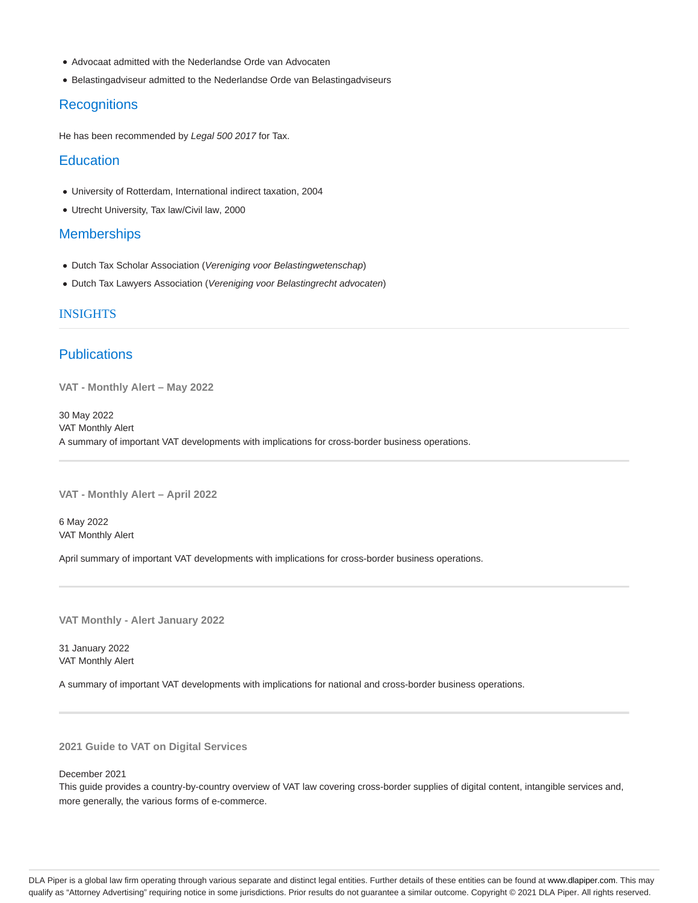- Advocaat admitted with the Nederlandse Orde van Advocaten
- Belastingadviseur admitted to the Nederlandse Orde van Belastingadviseurs

## Recognitions

He has been recommended by *Legal 500 2017* for Tax.

## Education

- University of Rotterdam, International indirect taxation, 2004
- Utrecht University, Tax law/Civil law, 2000

## Memberships

- Dutch Tax Scholar Association (*Vereniging voor Belastingwetenschap*)
- Dutch Tax Lawyers Association (*Vereniging voor Belastingrecht advocaten*)

# INSIGHTS

## Publications

### VAT - Monthly Alert – May 2022

30 May 2022
VAT Monthly Alert
A summary of important VAT developments with implications for cross-border business operations.

---

### VAT - Monthly Alert – April 2022

6 May 2022
VAT Monthly Alert

April summary of important VAT developments with implications for cross-border business operations.

---

### VAT Monthly - Alert January 2022

31 January 2022
VAT Monthly Alert

A summary of important VAT developments with implications for national and cross-border business operations.

---

### 2021 Guide to VAT on Digital Services

December 2021
This guide provides a country-by-country overview of VAT law covering cross-border supplies of digital content, intangible services and, more generally, the various forms of e-commerce.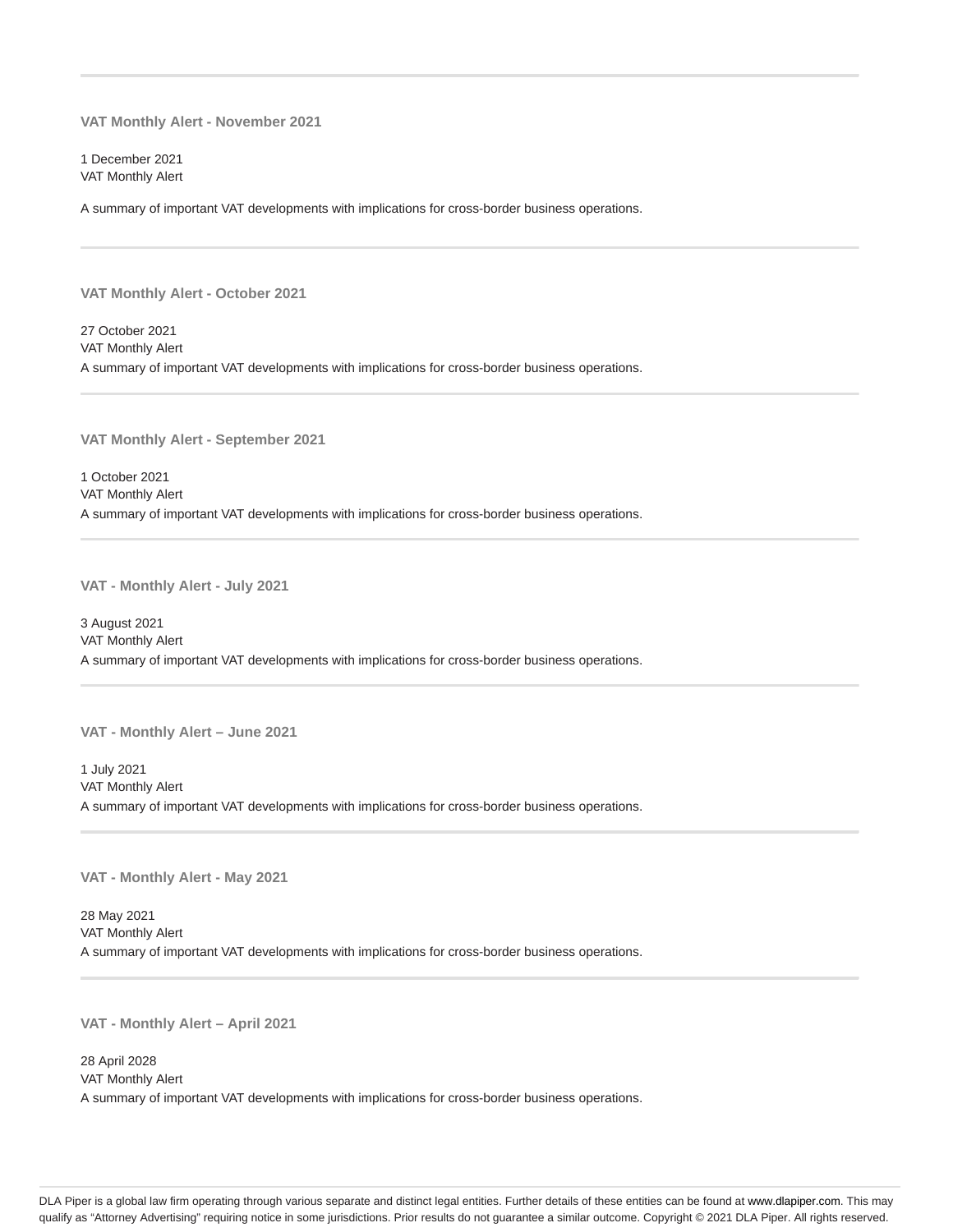---

### VAT Monthly Alert - November 2021

1 December 2021
VAT Monthly Alert

A summary of important VAT developments with implications for cross-border business operations.

---

### VAT Monthly Alert - October 2021

27 October 2021
VAT Monthly Alert
A summary of important VAT developments with implications for cross-border business operations.

---

### VAT Monthly Alert - September 2021

1 October 2021
VAT Monthly Alert
A summary of important VAT developments with implications for cross-border business operations.

---

### VAT - Monthly Alert - July 2021

3 August 2021
VAT Monthly Alert
A summary of important VAT developments with implications for cross-border business operations.

---

### VAT - Monthly Alert – June 2021

1 July 2021
VAT Monthly Alert
A summary of important VAT developments with implications for cross-border business operations.

---

### VAT - Monthly Alert - May 2021

28 May 2021
VAT Monthly Alert
A summary of important VAT developments with implications for cross-border business operations.

---

### VAT - Monthly Alert – April 2021

28 April 2028
VAT Monthly Alert
A summary of important VAT developments with implications for cross-border business operations.

DLA Piper is a global law firm operating through various separate and distinct legal entities. Further details of these entities can be found at www.dlapiper.com. This may qualify as "Attorney Advertising" requiring notice in some jurisdictions. Prior results do not guarantee a similar outcome. Copyright © 2021 DLA Piper. All rights reserved.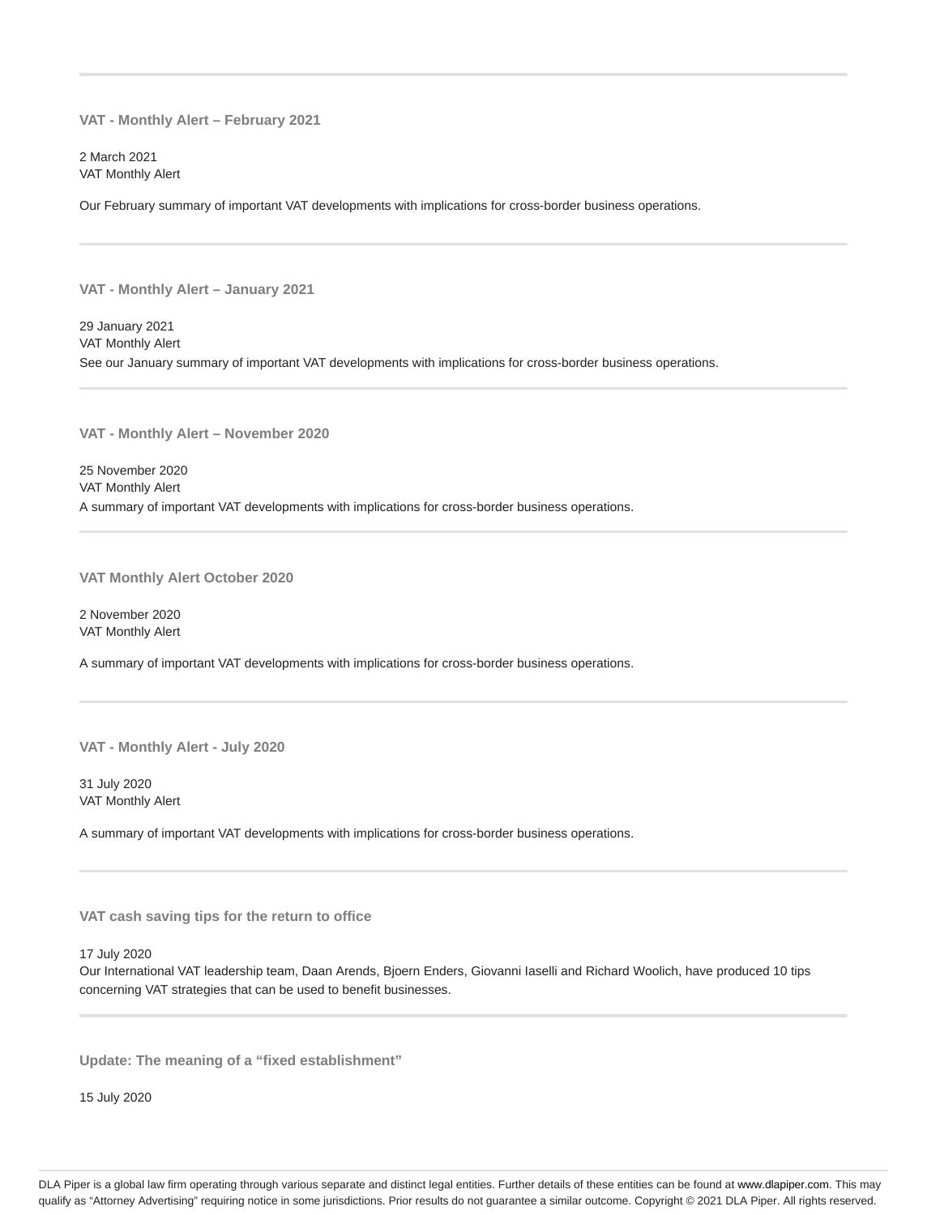---

### VAT - Monthly Alert – February 2021

2 March 2021
VAT Monthly Alert

Our February summary of important VAT developments with implications for cross-border business operations.

---

### VAT - Monthly Alert – January 2021

29 January 2021
VAT Monthly Alert
See our January summary of important VAT developments with implications for cross-border business operations.

---

### VAT - Monthly Alert – November 2020

25 November 2020
VAT Monthly Alert
A summary of important VAT developments with implications for cross-border business operations.

---

### VAT Monthly Alert October 2020

2 November 2020
VAT Monthly Alert

A summary of important VAT developments with implications for cross-border business operations.

---

### VAT - Monthly Alert - July 2020

31 July 2020
VAT Monthly Alert

A summary of important VAT developments with implications for cross-border business operations.

---

### VAT cash saving tips for the return to office

17 July 2020
Our International VAT leadership team, Daan Arends, Bjoern Enders, Giovanni Iaselli and Richard Woolich, have produced 10 tips concerning VAT strategies that can be used to benefit businesses.

---

### Update: The meaning of a "fixed establishment"

15 July 2020

DLA Piper is a global law firm operating through various separate and distinct legal entities. Further details of these entities can be found at www.dlapiper.com. This may qualify as "Attorney Advertising" requiring notice in some jurisdictions. Prior results do not guarantee a similar outcome. Copyright © 2021 DLA Piper. All rights reserved.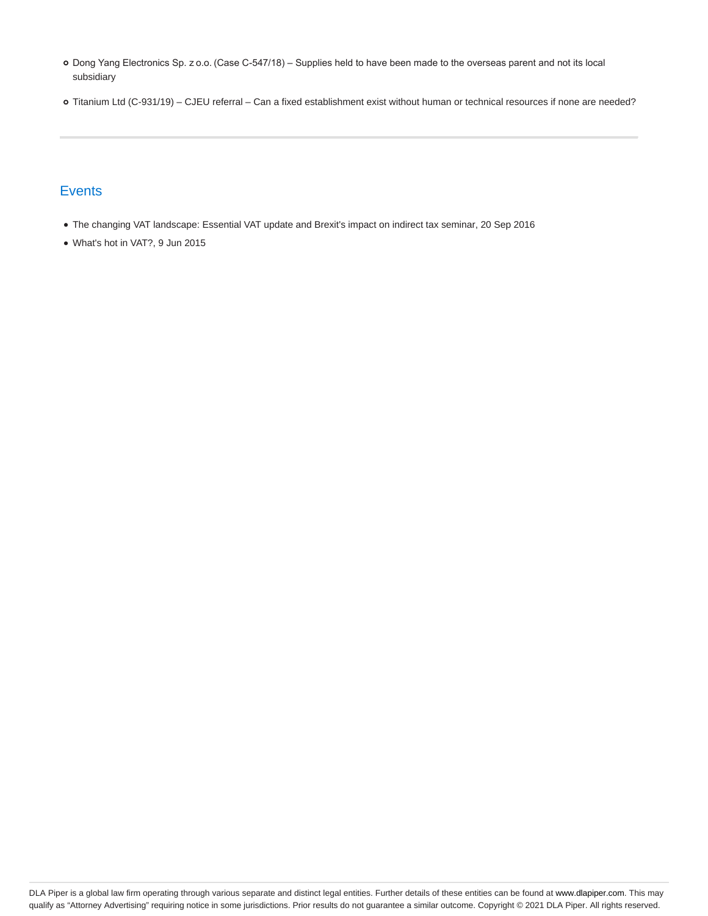- Dong Yang Electronics Sp. z o.o. (Case C-547/18) – Supplies held to have been made to the overseas parent and not its local subsidiary
- Titanium Ltd (C-931/19) – CJEU referral – Can a fixed establishment exist without human or technical resources if none are needed?

---

## Events

- The changing VAT landscape: Essential VAT update and Brexit's impact on indirect tax seminar, 20 Sep 2016
- What's hot in VAT?, 9 Jun 2015